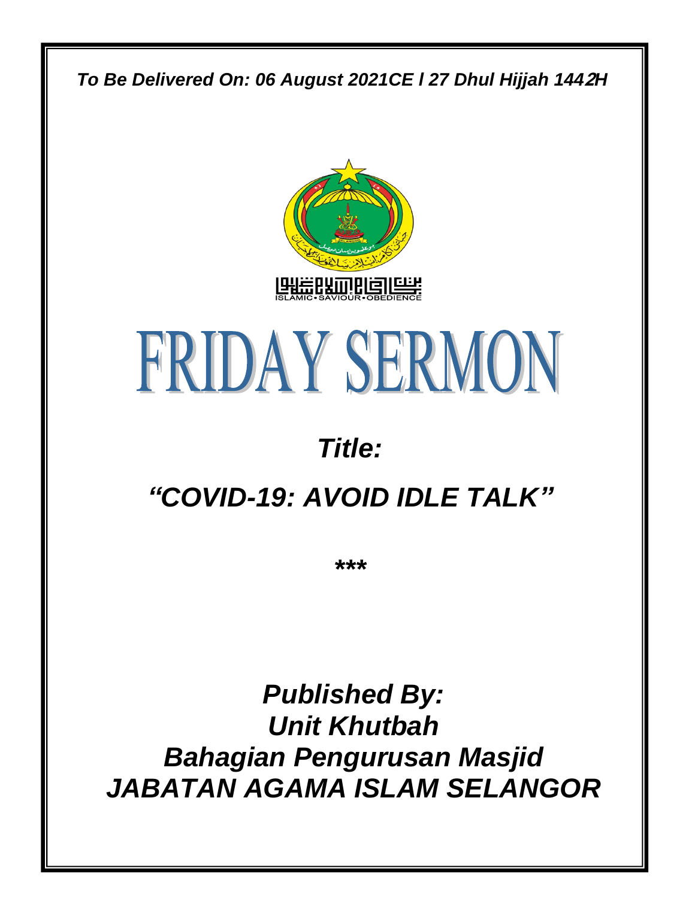*To Be Delivered On: 06 August 2021CE l 27 Dhul Hijjah 1442H*

ISLAMIC • SAVIOUR • OBEDIENCE

# FRIDAY SERMON

## *Title:*

## *"COVID-19: AVOID IDLE TALK"*

\*\*\*

## *Published By:*
## *Unit Khutbah*
## *Bahagian Pengurusan Masjid*
## *JABATAN AGAMA ISLAM SELANGOR*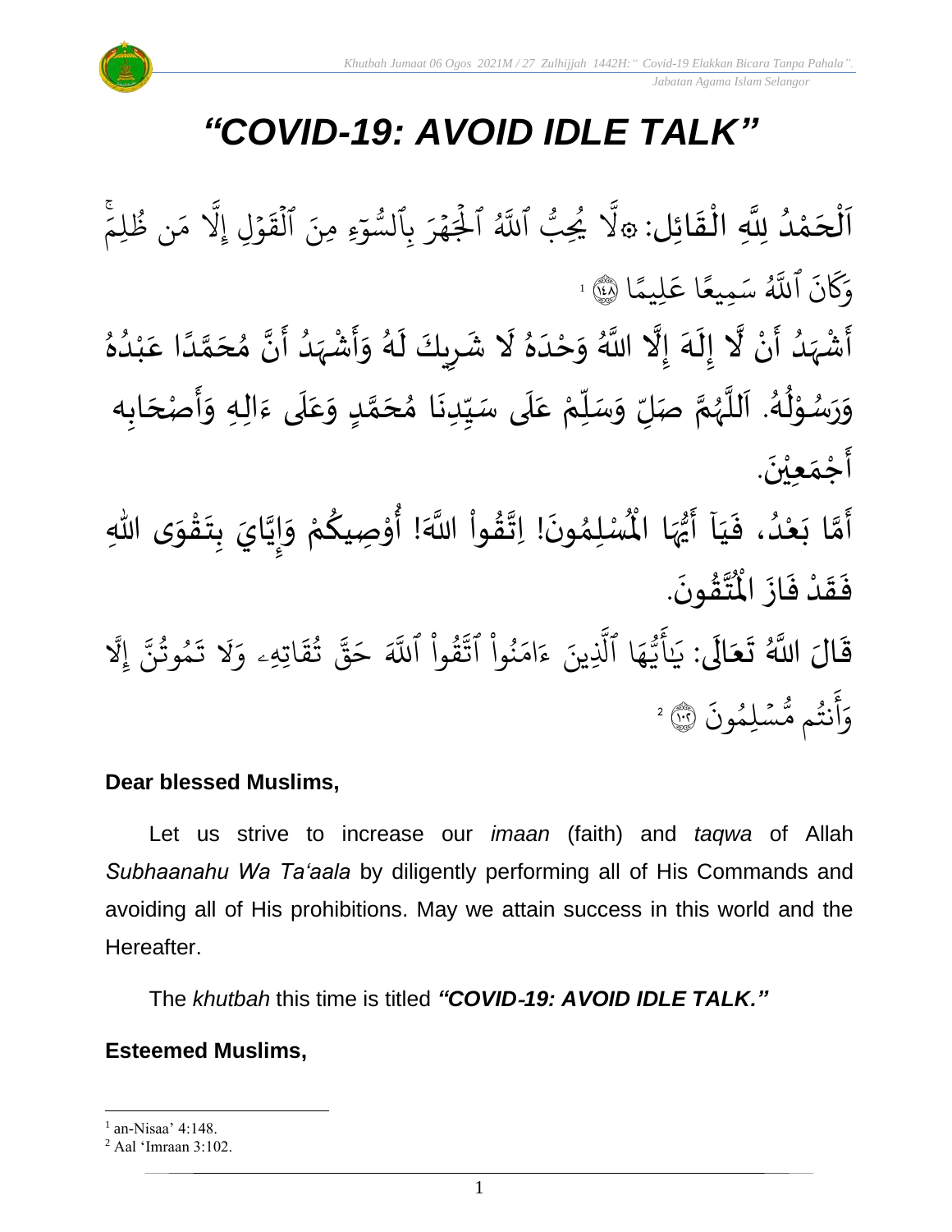# *"COVID-19: AVOID IDLE TALK"*

اَلْحَمْدُ لِلَّهِ الْقَائِل: ۞لَّا يُحِبُّ ٱللَّهُ ٱلْجَهْرَ بِٱلسُّوٓءِ مِنَ ٱلْقَوْلِ إِلَّا مَن ظُلِمَۚ وَكَانَ ٱللَّهُ سَمِيعًا عَلِيمًا ﴿١٤٨﴾ [1]

أَشْهَدُ أَنْ لَّا إِلَهَ إِلَّا اللَّهُ وَحْدَهُ لَا شَرِيكَ لَهُ وَأَشْهَدُ أَنَّ مُحَمَّدًا عَبْدُهُ وَرَسُوْلُهُ. اَللَّهُمَّ صَلِّ وَسَلِّمْ عَلَى سَيِّدِنَا مُحَمَّدٍ وَعَلَى ءَالِهِ وَأَصْحَابِه أَجْمَعِيْنَ.

أَمَّا بَعْدُ، فَيَآ أَيُّهَا الْمُسْلِمُونَ! اِتَّقُواْ اللَّهَ! أُوْصِيكُمْ وَإِيَّايَ بِتَقْوَى اللهِ فَقَدْ فَازَ الْمُتَّقُونَ.

قَالَ اللَّهُ تَعَالَى: يَٰٓأَيُّهَا ٱلَّذِينَ ءَامَنُواْ ٱتَّقُواْ ٱللَّهَ حَقَّ تُقَاتِهِۦ وَلَا تَمُوتُنَّ إِلَّا وَأَنتُم مُّسْلِمُونَ ﴿١٠٢﴾ [2]

**Dear blessed Muslims,**

Let us strive to increase our *imaan* (faith) and *taqwa* of Allah *Subhaanahu Wa Ta'aala* by diligently performing all of His Commands and avoiding all of His prohibitions. May we attain success in this world and the Hereafter.

The *khutbah* this time is titled ***"COVID-19: AVOID IDLE TALK."***

**Esteemed Muslims,**

---

[1] an-Nisaa' 4:148.

[2] Aal 'Imraan 3:102.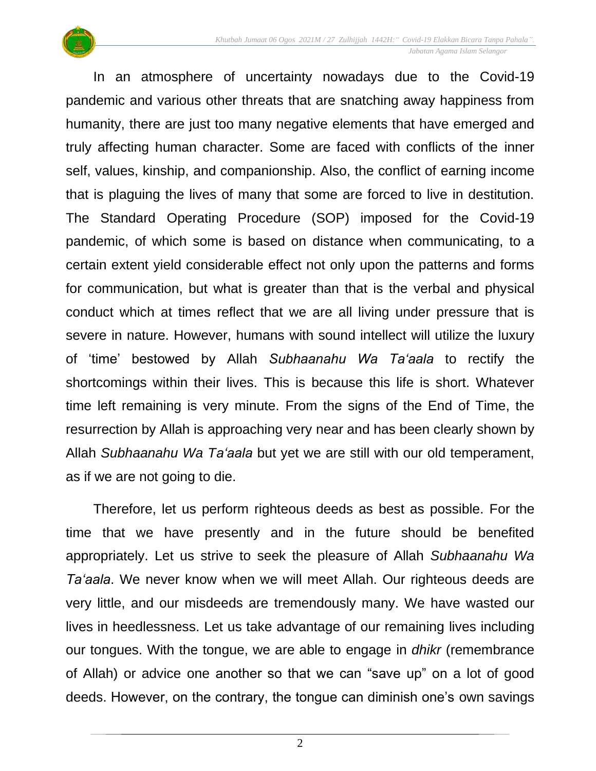In an atmosphere of uncertainty nowadays due to the Covid-19 pandemic and various other threats that are snatching away happiness from humanity, there are just too many negative elements that have emerged and truly affecting human character. Some are faced with conflicts of the inner self, values, kinship, and companionship. Also, the conflict of earning income that is plaguing the lives of many that some are forced to live in destitution. The Standard Operating Procedure (SOP) imposed for the Covid-19 pandemic, of which some is based on distance when communicating, to a certain extent yield considerable effect not only upon the patterns and forms for communication, but what is greater than that is the verbal and physical conduct which at times reflect that we are all living under pressure that is severe in nature. However, humans with sound intellect will utilize the luxury of 'time' bestowed by Allah *Subhaanahu Wa Ta'aala* to rectify the shortcomings within their lives. This is because this life is short. Whatever time left remaining is very minute. From the signs of the End of Time, the resurrection by Allah is approaching very near and has been clearly shown by Allah *Subhaanahu Wa Ta'aala* but yet we are still with our old temperament, as if we are not going to die.

Therefore, let us perform righteous deeds as best as possible. For the time that we have presently and in the future should be benefited appropriately. Let us strive to seek the pleasure of Allah *Subhaanahu Wa Ta'aala*. We never know when we will meet Allah. Our righteous deeds are very little, and our misdeeds are tremendously many. We have wasted our lives in heedlessness. Let us take advantage of our remaining lives including our tongues. With the tongue, we are able to engage in *dhikr* (remembrance of Allah) or advice one another so that we can "save up" on a lot of good deeds. However, on the contrary, the tongue can diminish one's own savings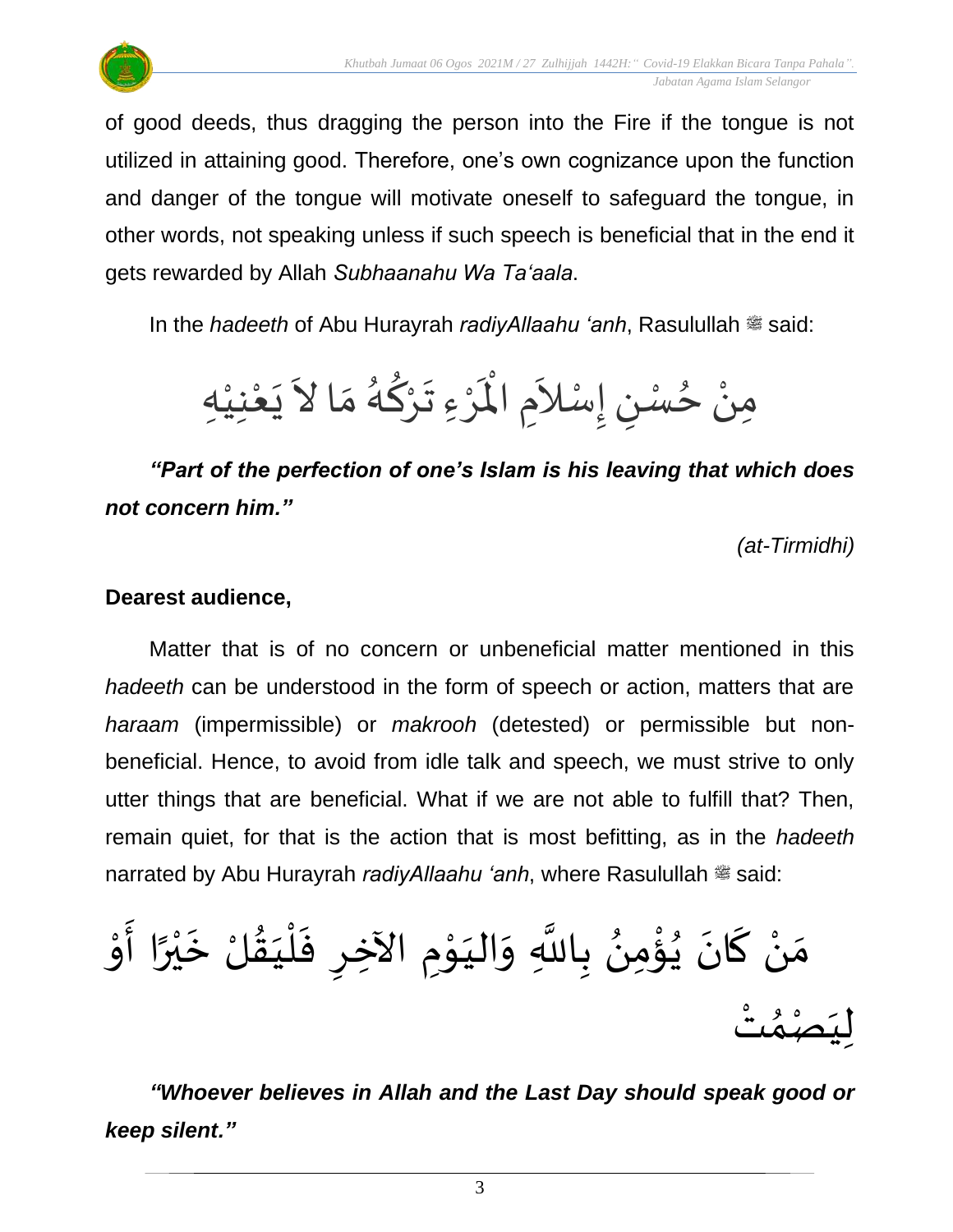of good deeds, thus dragging the person into the Fire if the tongue is not utilized in attaining good. Therefore, one's own cognizance upon the function and danger of the tongue will motivate oneself to safeguard the tongue, in other words, not speaking unless if such speech is beneficial that in the end it gets rewarded by Allah *Subhaanahu Wa Ta'aala*.

In the *hadeeth* of Abu Hurayrah *radiyAllaahu 'anh*, Rasulullah ﷺ said:

مِنْ حُسْنِ إِسْلاَمِ الْمَرْءِ تَرْكُهُ مَا لاَ يَعْنِيْهِ

***"Part of the perfection of one's Islam is his leaving that which does not concern him."***

*(at-Tirmidhi)*

**Dearest audience,**

Matter that is of no concern or unbeneficial matter mentioned in this *hadeeth* can be understood in the form of speech or action, matters that are *haraam* (impermissible) or *makrooh* (detested) or permissible but non-beneficial. Hence, to avoid from idle talk and speech, we must strive to only utter things that are beneficial. What if we are not able to fulfill that? Then, remain quiet, for that is the action that is most befitting, as in the *hadeeth* narrated by Abu Hurayrah *radiyAllaahu 'anh*, where Rasulullah ﷺ said:

مَنْ كَانَ يُؤْمِنُ بِاللَّهِ وَاليَوْمِ الآخِرِ فَلْيَقُلْ خَيْرًا أَوْ لِيَصْمُتْ

***"Whoever believes in Allah and the Last Day should speak good or keep silent."***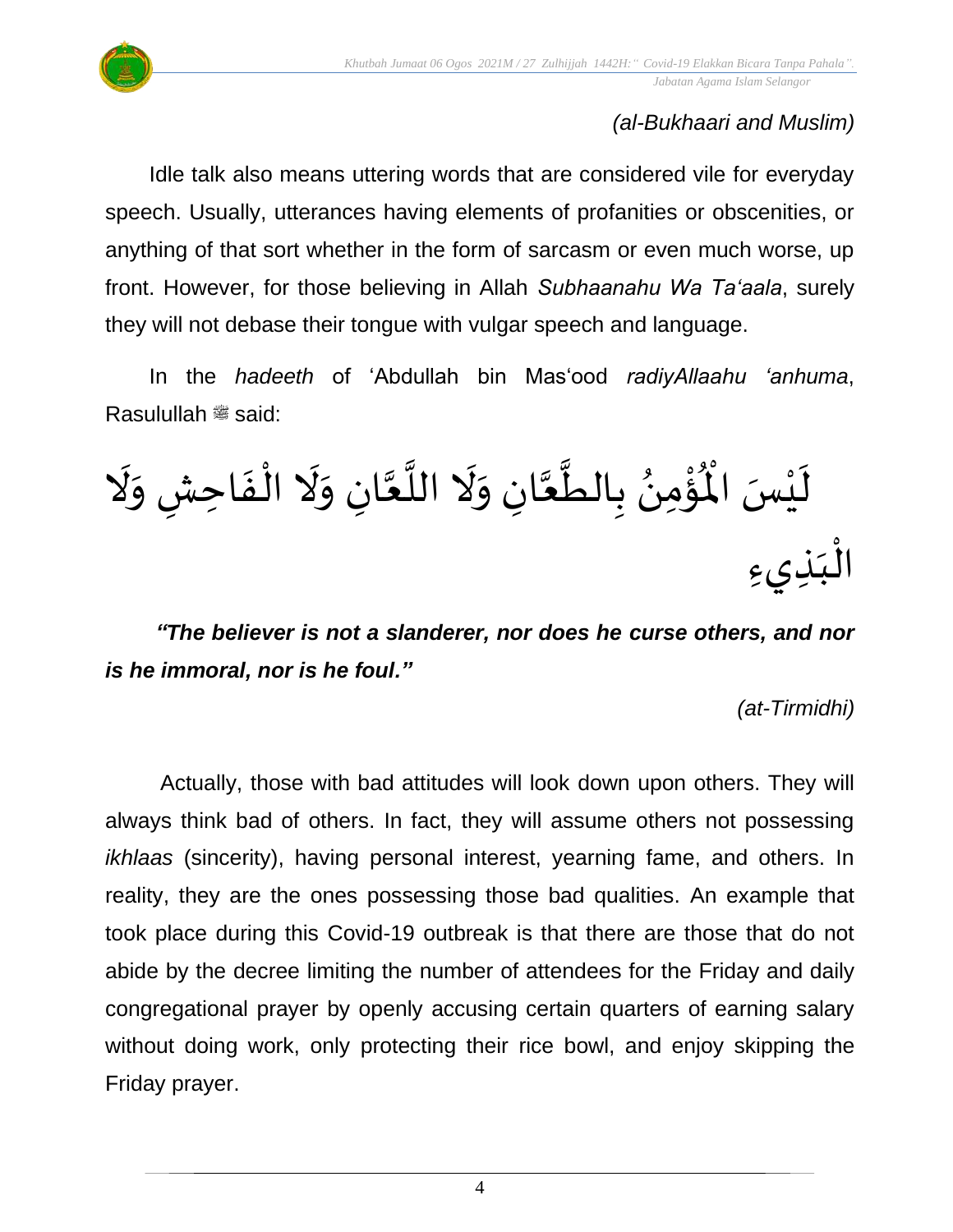*(al-Bukhaari and Muslim)*

Idle talk also means uttering words that are considered vile for everyday speech. Usually, utterances having elements of profanities or obscenities, or anything of that sort whether in the form of sarcasm or even much worse, up front. However, for those believing in Allah *Subhaanahu Wa Ta'aala*, surely they will not debase their tongue with vulgar speech and language.

In the *hadeeth* of 'Abdullah bin Mas'ood *radiyAllaahu 'anhuma*, Rasulullah ﷺ said:

لَيْسَ الْمُؤْمِنُ بِالطَّعَّانِ وَلَا اللَّعَّانِ وَلَا الْفَاحِشِ وَلَا الْبَذِيءِ

***"The believer is not a slanderer, nor does he curse others, and nor is he immoral, nor is he foul."***

*(at-Tirmidhi)*

Actually, those with bad attitudes will look down upon others. They will always think bad of others. In fact, they will assume others not possessing *ikhlaas* (sincerity), having personal interest, yearning fame, and others. In reality, they are the ones possessing those bad qualities. An example that took place during this Covid-19 outbreak is that there are those that do not abide by the decree limiting the number of attendees for the Friday and daily congregational prayer by openly accusing certain quarters of earning salary without doing work, only protecting their rice bowl, and enjoy skipping the Friday prayer.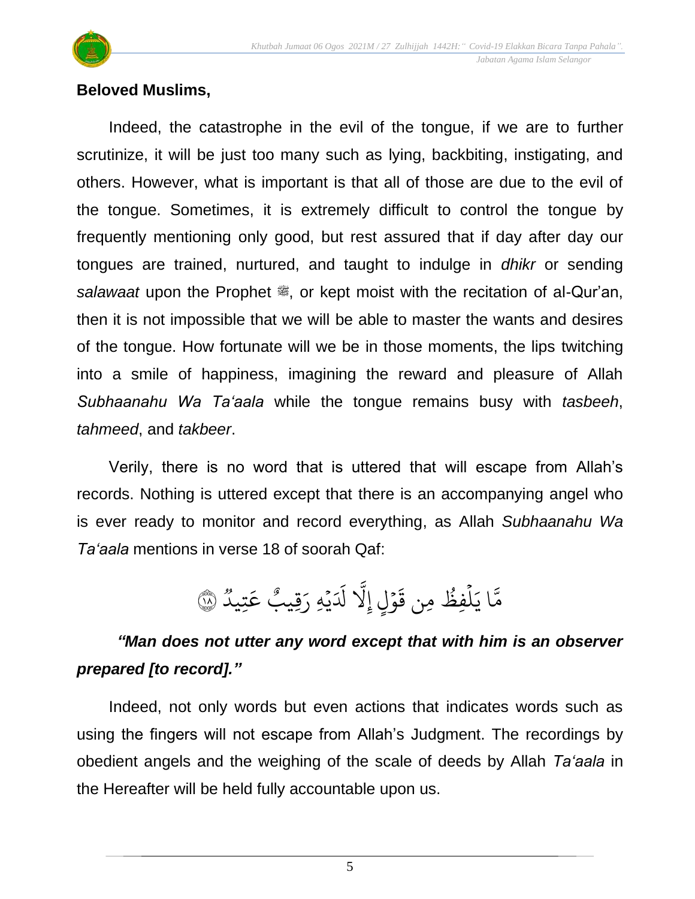**Beloved Muslims,**

Indeed, the catastrophe in the evil of the tongue, if we are to further scrutinize, it will be just too many such as lying, backbiting, instigating, and others. However, what is important is that all of those are due to the evil of the tongue. Sometimes, it is extremely difficult to control the tongue by frequently mentioning only good, but rest assured that if day after day our tongues are trained, nurtured, and taught to indulge in *dhikr* or sending *salawaat* upon the Prophet ﷺ, or kept moist with the recitation of al-Qur'an, then it is not impossible that we will be able to master the wants and desires of the tongue. How fortunate will we be in those moments, the lips twitching into a smile of happiness, imagining the reward and pleasure of Allah *Subhaanahu Wa Ta'aala* while the tongue remains busy with *tasbeeh*, *tahmeed*, and *takbeer*.

Verily, there is no word that is uttered that will escape from Allah's records. Nothing is uttered except that there is an accompanying angel who is ever ready to monitor and record everything, as Allah *Subhaanahu Wa Ta'aala* mentions in verse 18 of soorah Qaf:

مَّا يَلْفِظُ مِن قَوْلٍ إِلَّا لَدَيْهِ رَقِيبٌ عَتِيدٌ ﴿١٨﴾

***"Man does not utter any word except that with him is an observer prepared [to record]."***

Indeed, not only words but even actions that indicates words such as using the fingers will not escape from Allah's Judgment. The recordings by obedient angels and the weighing of the scale of deeds by Allah *Ta'aala* in the Hereafter will be held fully accountable upon us.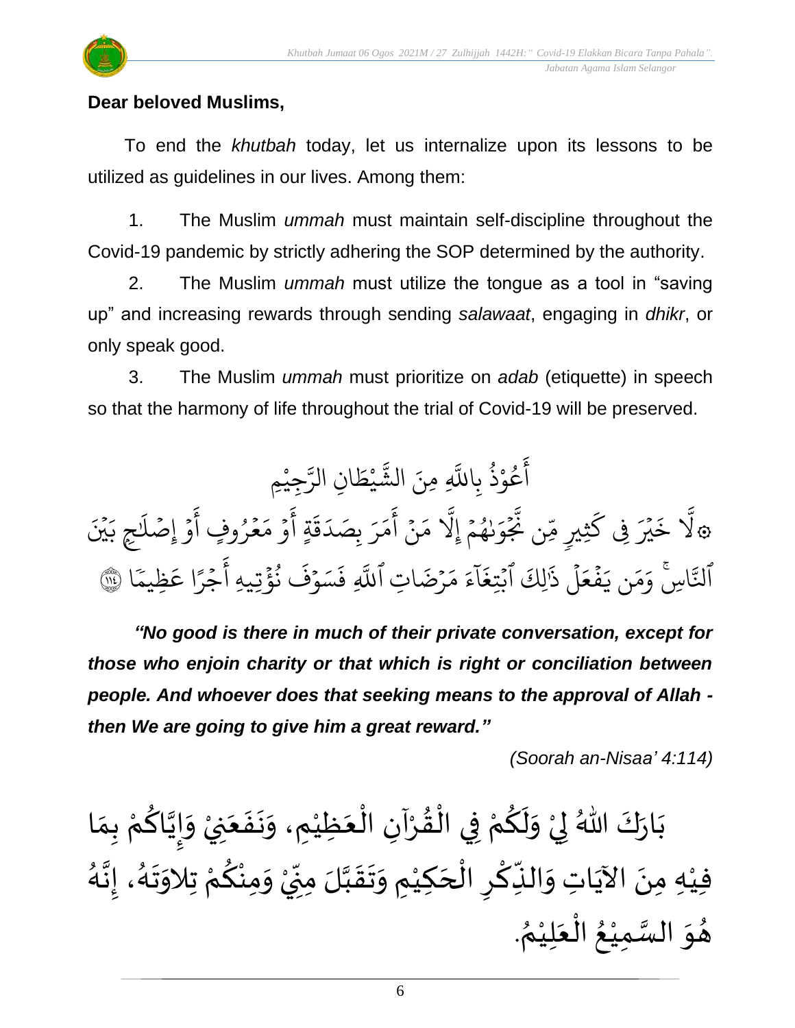**Dear beloved Muslims,**

To end the *khutbah* today, let us internalize upon its lessons to be utilized as guidelines in our lives. Among them:

1. The Muslim *ummah* must maintain self-discipline throughout the Covid-19 pandemic by strictly adhering the SOP determined by the authority.

2. The Muslim *ummah* must utilize the tongue as a tool in "saving up" and increasing rewards through sending *salawaat*, engaging in *dhikr*, or only speak good.

3. The Muslim *ummah* must prioritize on *adab* (etiquette) in speech so that the harmony of life throughout the trial of Covid-19 will be preserved.

أَعُوْذُ بِاللَّهِ مِنَ الشَّيْطَانِ الرَّجِيْمِ

۞لَّا خَيْرَ فِي كَثِيرٍ مِّن نَّجْوَىٰهُمْ إِلَّا مَنْ أَمَرَ بِصَدَقَةٍ أَوْ مَعْرُوفٍ أَوْ إِصْلَٰحٍ بَيْنَ ٱلنَّاسِۚ وَمَن يَفْعَلْ ذَٰلِكَ ٱبْتِغَآءَ مَرْضَاتِ ٱللَّهِ فَسَوْفَ نُؤْتِيهِ أَجْرًا عَظِيمًا ﴿١١٤﴾

***"No good is there in much of their private conversation, except for those who enjoin charity or that which is right or conciliation between people. And whoever does that seeking means to the approval of Allah - then We are going to give him a great reward."***

*(Soorah an-Nisaa' 4:114)*

بَارَكَ اللهُ لِيْ وَلَكُمْ فِي الْقُرْآنِ الْعَظِيْمِ، وَنَفَعَنِيْ وَإِيَّاكُمْ بِمَا فِيْهِ مِنَ الآيَاتِ وَالذِّكْرِ الْحَكِيْمِ وَتَقَبَّلَ مِنِّيْ وَمِنْكُمْ تِلاوَتَهُ، إِنَّهُ هُوَ السَّمِيْعُ الْعَلِيْمُ.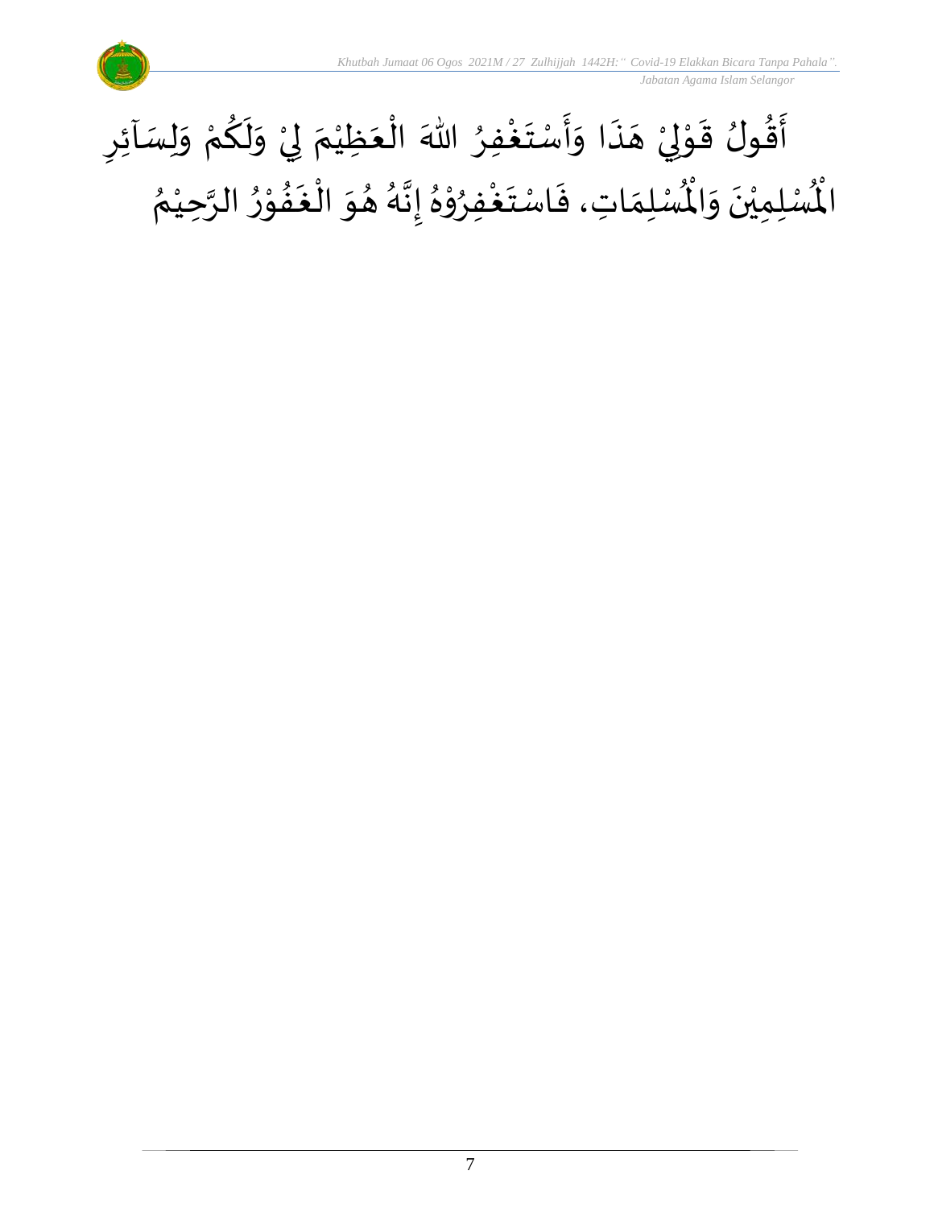أَقُولُ قَوْلِيْ هَذَا وَأَسْتَغْفِرُ اللهَ الْعَظِيْمَ لِيْ وَلَكُمْ وَلِسَآئِرِ الْمُسْلِمِيْنَ وَالْمُسْلِمَاتِ، فَاسْتَغْفِرُوْهُ إِنَّهُ هُوَ الْغَفُوْرُ الرَّحِيْمُ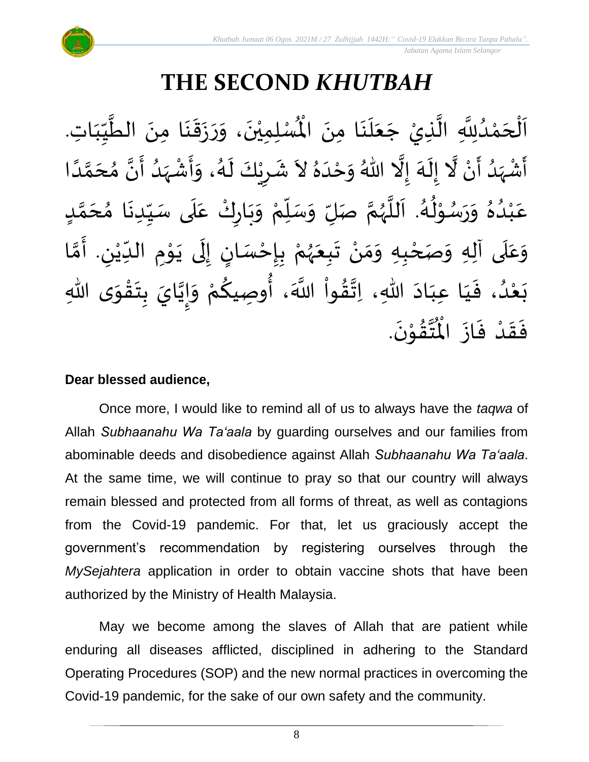# THE SECOND *KHUTBAH*

اَلْحَمْدُلِلَّهِ الَّذِيْ جَعَلَنَا مِنَ الْمُسْلِمِيْنَ، وَرَزَقَنَا مِنَ الطَّيِّبَاتِ. أَشْهَدُ أَنْ لَّا إِلَهَ إِلَّا اللهُ وَحْدَهُ لاَ شَرِيْكَ لَهُ، وَأَشْهَدُ أَنَّ مُحَمَّدًا عَبْدُهُ وَرَسُوْلُهُ. اَللَّهُمَّ صَلِّ وَسَلِّمْ وَبَارِكْ عَلَى سَيِّدِنَا مُحَمَّدٍ وَعَلَى آلِهِ وَصَحْبِهِ وَمَنْ تَبِعَهُمْ بِإِحْسَانٍ إِلَى يَوْمِ الدِّيْنِ. أَمَّا بَعْدُ، فَيَا عِبَادَ اللهِ، اِتَّقُواْ اللَّهَ، أُوصِيكُمْ وَإِيَّايَ بِتَقْوَى اللهِ فَقَدْ فَازَ الْمُتَّقُوْنَ.

**Dear blessed audience,**

Once more, I would like to remind all of us to always have the *taqwa* of Allah *Subhaanahu Wa Ta'aala* by guarding ourselves and our families from abominable deeds and disobedience against Allah *Subhaanahu Wa Ta'aala*. At the same time, we will continue to pray so that our country will always remain blessed and protected from all forms of threat, as well as contagions from the Covid-19 pandemic. For that, let us graciously accept the government's recommendation by registering ourselves through the *MySejahtera* application in order to obtain vaccine shots that have been authorized by the Ministry of Health Malaysia.

May we become among the slaves of Allah that are patient while enduring all diseases afflicted, disciplined in adhering to the Standard Operating Procedures (SOP) and the new normal practices in overcoming the Covid-19 pandemic, for the sake of our own safety and the community.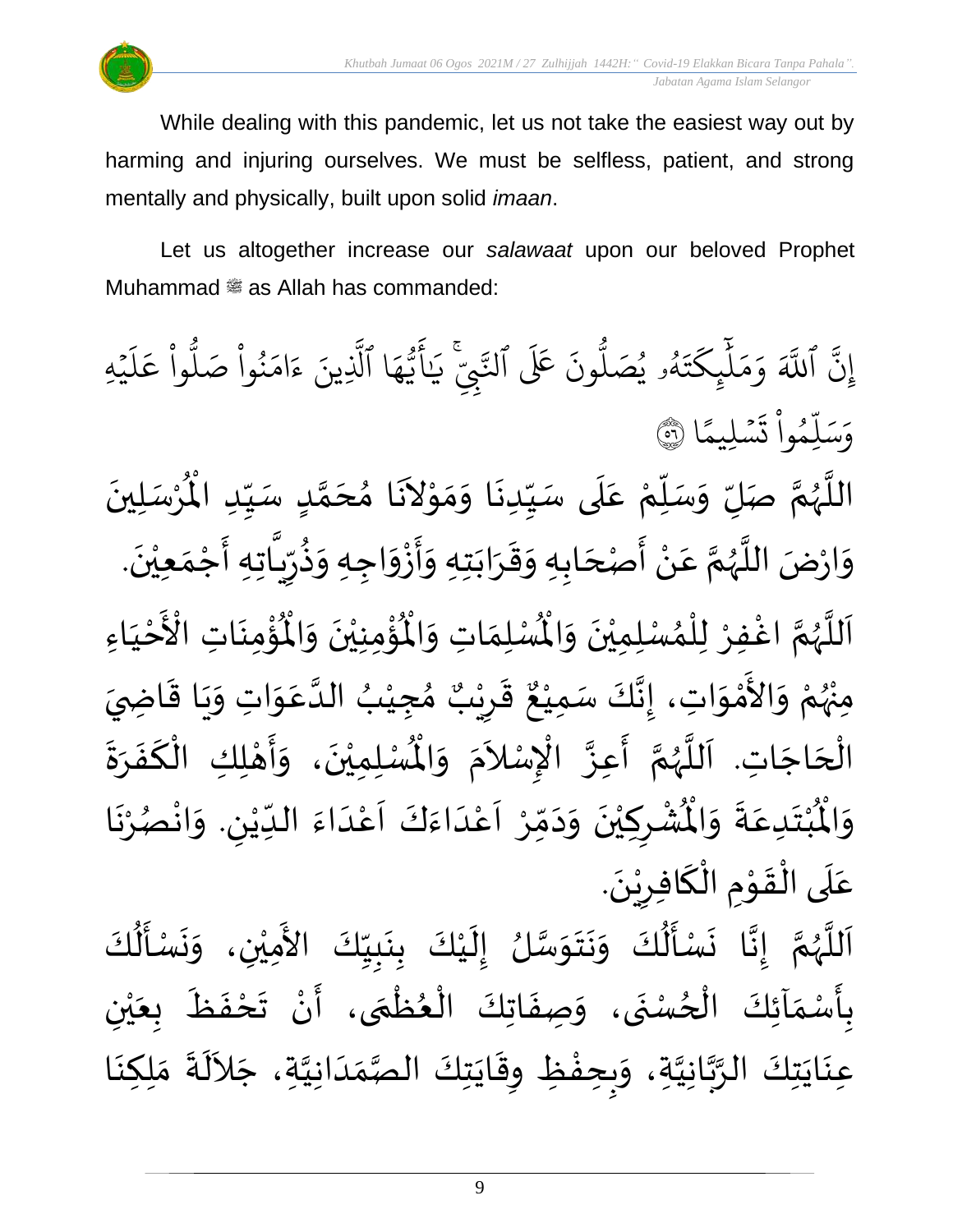While dealing with this pandemic, let us not take the easiest way out by harming and injuring ourselves. We must be selfless, patient, and strong mentally and physically, built upon solid *imaan*.

Let us altogether increase our *salawaat* upon our beloved Prophet Muhammad ﷺ as Allah has commanded:

إِنَّ ٱللَّهَ وَمَلَٰٓئِكَتَهُۥ يُصَلُّونَ عَلَى ٱلنَّبِيِّۚ يَٰٓأَيُّهَا ٱلَّذِينَ ءَامَنُواْ صَلُّواْ عَلَيۡهِ وَسَلِّمُواْ تَسۡلِيمًا ٥٦

اللَّهُمَّ صَلِّ وَسَلِّمْ عَلَى سَيِّدِنَا وَمَوْلاَنَا مُحَمَّدٍ سَيِّدِ الْمُرْسَلِينَ وَارْضَ اللَّهُمَّ عَنْ أَصْحَابِهِ وَقَرَابَتِهِ وَأَزْوَاجِهِ وَذُرِّيَّاتِهِ أَجْمَعِيْنَ.

اَللَّهُمَّ اغْفِرْ لِلْمُسْلِمِيْنَ وَالْمُسْلِمَاتِ وَالْمُؤْمِنِيْنَ وَالْمُؤْمِنَاتِ الْأَحْيَاءِ مِنْهُمْ وَالأَمْوَاتِ، إِنَّكَ سَمِيْعٌ قَرِيْبٌ مُجِيْبُ الدَّعَوَاتِ وَيَا قَاضِيَ الْحَاجَاتِ. اَللَّهُمَّ أَعِزَّ الإِسْلاَمَ وَالْمُسْلِمِيْنَ، وَأَهْلِكِ الْكَفَرَةَ وَالْمُبْتَدِعَةَ وَالْمُشْرِكِيْنَ وَدَمِّرْ اَعْدَاءَكَ اَعْدَاءَ الدِّيْنِ. وَانْصُرْنَا عَلَى الْقَوْمِ الْكَافِرِيْنَ.

اَللَّهُمَّ إِنَّا نَسْأَلُكَ وَنَتَوَسَّلُ إِلَيْكَ بِنَبِيِّكَ الأَمِيْنِ، وَنَسْأَلُكَ بِأَسْمَآئِكَ الْحُسْنَى، وَصِفَاتِكَ الْعُظْمَى، أَنْ تَحْفَظَ بِعَيْنِ عِنَايَتِكَ الرَّبَّانِيَّةِ، وَبِحِفْظِ وِقَايَتِكَ الصَّمَدَانِيَّةِ، جَلاَلَةَ مَلِكِنَا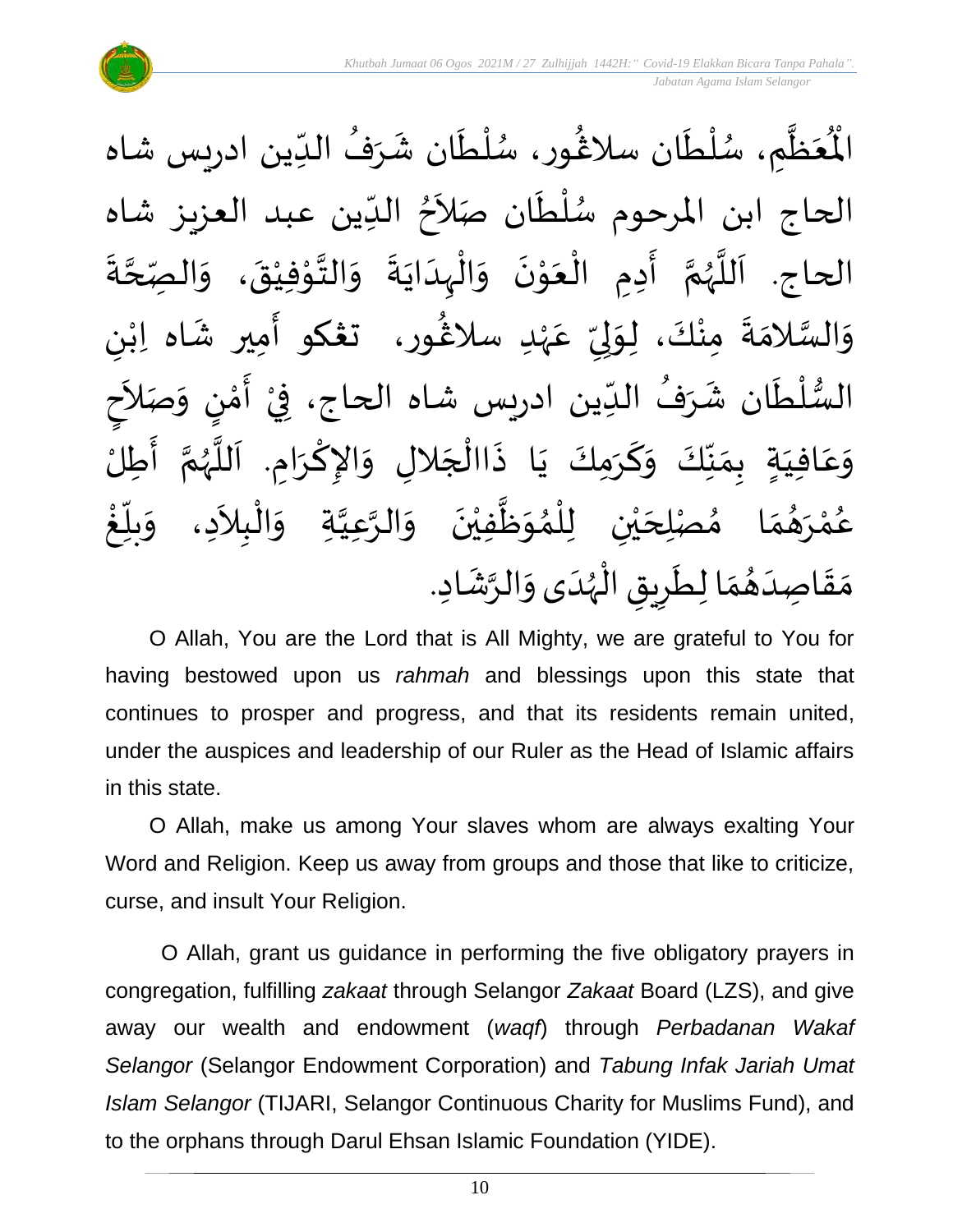الْمُعَظَّمِ، سُلْطَان سلاڠور، سُلْطَان شَرَفُ الدِّين ادريس شاه الحاج ابن المرحوم سُلْطَان صَلاَحُ الدِّين عبد العزيز شاه الحاج. اَللَّهُمَّ أَدِمِ الْعَوْنَ وَالْهِدَايَةَ وَالتَّوْفِيْقَ، وَالصِّحَّةَ وَالسَّلامَةَ مِنْكَ، لِوَلِيِّ عَهْدِ سلاڠور، تڠكو أَمِير شَاه اِبْنِ السُّلْطَان شَرَفُ الدِّين ادريس شاه الحاج، فِيْ أَمْنٍ وَصَلاَحٍ وَعَافِيَةٍ بِمَنِّكَ وَكَرَمِكَ يَا ذَاالْجَلالِ وَالإِكْرَامِ. اَللَّهُمَّ أَطِلْ عُمْرَهُمَا مُصْلِحَيْنِ لِلْمُوَظَّفِيْنَ وَالرَّعِيَّةِ وَالْبِلاَدِ، وَبَلِّغْ مَقَاصِدَهُمَا لِطَرِيقِ الْهُدَى وَالرَّشَادِ.

O Allah, You are the Lord that is All Mighty, we are grateful to You for having bestowed upon us *rahmah* and blessings upon this state that continues to prosper and progress, and that its residents remain united, under the auspices and leadership of our Ruler as the Head of Islamic affairs in this state.

O Allah, make us among Your slaves whom are always exalting Your Word and Religion. Keep us away from groups and those that like to criticize, curse, and insult Your Religion.

O Allah, grant us guidance in performing the five obligatory prayers in congregation, fulfilling *zakaat* through Selangor *Zakaat* Board (LZS), and give away our wealth and endowment (*waqf*) through *Perbadanan Wakaf Selangor* (Selangor Endowment Corporation) and *Tabung Infak Jariah Umat Islam Selangor* (TIJARI, Selangor Continuous Charity for Muslims Fund), and to the orphans through Darul Ehsan Islamic Foundation (YIDE).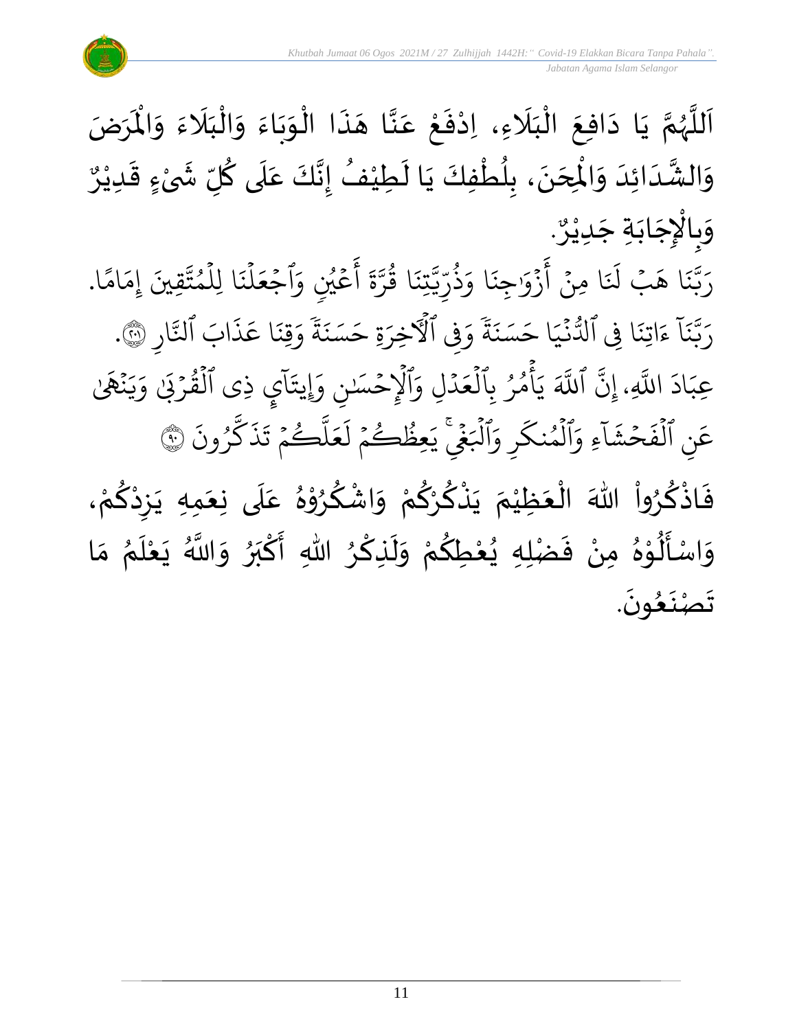اَللَّهُمَّ يَا دَافِعَ الْبَلَاءِ، اِدْفَعْ عَنَّا هَذَا الْوَبَاءَ وَالْبَلَاءَ وَالْمَرَضَ وَالشَّدَائِدَ وَالْمِحَنَ، بِلُطْفِكَ يَا لَطِيْفُ إِنَّكَ عَلَى كُلِّ شَىْءٍ قَدِيْرٌ وَبِالْإِجَابَةِ جَدِيْرٌ.

رَبَّنَا هَبْ لَنَا مِنْ أَزْوَاجِنَا وَذُرِّيَّتِنَا قُرَّةَ أَعْيُنٍ وَٱجْعَلْنَا لِلْمُتَّقِينَ إِمَامًا.

رَبَّنَآ ءَاتِنَا فِى ٱلدُّنْيَا حَسَنَةً وَفِى ٱلْءَاخِرَةِ حَسَنَةً وَقِنَا عَذَابَ ٱلنَّارِ ﴿٢٠١﴾.

عِبَادَ اللَّهِ، إِنَّ ٱللَّهَ يَأْمُرُ بِٱلْعَدْلِ وَٱلْإِحْسَـٰنِ وَإِيتَآىِٕ ذِى ٱلْقُرْبَىٰ وَيَنْهَىٰ عَنِ ٱلْفَحْشَآءِ وَٱلْمُنكَرِ وَٱلْبَغْىِ ۚ يَعِظُكُمْ لَعَلَّكُمْ تَذَكَّرُونَ ﴿٩٠﴾

فَاذْكُرُواْ اللهَ الْعَظِيْمَ يَذْكُرْكُمْ وَاشْكُرُوْهُ عَلَى نِعَمِهِ يَزِدْكُمْ، وَاسْأَلُوْهُ مِنْ فَضْلِهِ يُعْطِكُمْ وَلَذِكْرُ اللهِ أَكْبَرُ وَاللَّهُ يَعْلَمُ مَا تَصْنَعُونَ.